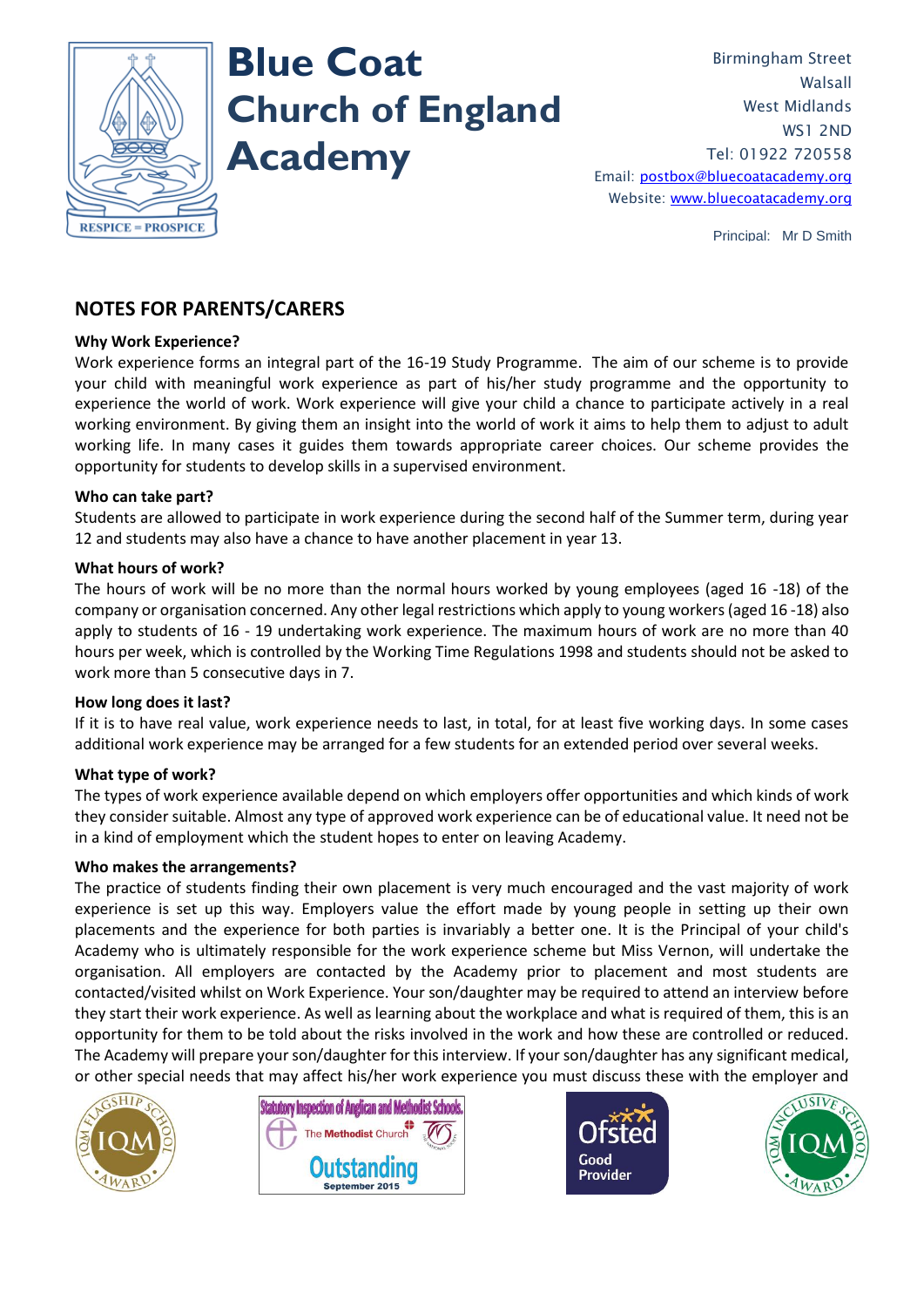# Blue Coat Church of England Academy

Birmingham Street
Walsall
West Midlands
WS1 2ND
Tel: 01922 720558
Email: postbox@bluecoatacademy.org
Website: www.bluecoatacademy.org

Principal: Mr D Smith

## NOTES FOR PARENTS/CARERS

### Why Work Experience?

Work experience forms an integral part of the 16-19 Study Programme. The aim of our scheme is to provide your child with meaningful work experience as part of his/her study programme and the opportunity to experience the world of work. Work experience will give your child a chance to participate actively in a real working environment. By giving them an insight into the world of work it aims to help them to adjust to adult working life. In many cases it guides them towards appropriate career choices. Our scheme provides the opportunity for students to develop skills in a supervised environment.

### Who can take part?

Students are allowed to participate in work experience during the second half of the Summer term, during year 12 and students may also have a chance to have another placement in year 13.

### What hours of work?

The hours of work will be no more than the normal hours worked by young employees (aged 16 -18) of the company or organisation concerned. Any other legal restrictions which apply to young workers (aged 16 -18) also apply to students of 16 - 19 undertaking work experience. The maximum hours of work are no more than 40 hours per week, which is controlled by the Working Time Regulations 1998 and students should not be asked to work more than 5 consecutive days in 7.

### How long does it last?

If it is to have real value, work experience needs to last, in total, for at least five working days. In some cases additional work experience may be arranged for a few students for an extended period over several weeks.

### What type of work?

The types of work experience available depend on which employers offer opportunities and which kinds of work they consider suitable. Almost any type of approved work experience can be of educational value. It need not be in a kind of employment which the student hopes to enter on leaving Academy.

### Who makes the arrangements?

The practice of students finding their own placement is very much encouraged and the vast majority of work experience is set up this way. Employers value the effort made by young people in setting up their own placements and the experience for both parties is invariably a better one. It is the Principal of your child's Academy who is ultimately responsible for the work experience scheme but Miss Vernon, will undertake the organisation. All employers are contacted by the Academy prior to placement and most students are contacted/visited whilst on Work Experience. Your son/daughter may be required to attend an interview before they start their work experience. As well as learning about the workplace and what is required of them, this is an opportunity for them to be told about the risks involved in the work and how these are controlled or reduced. The Academy will prepare your son/daughter for this interview. If your son/daughter has any significant medical, or other special needs that may affect his/her work experience you must discuss these with the employer and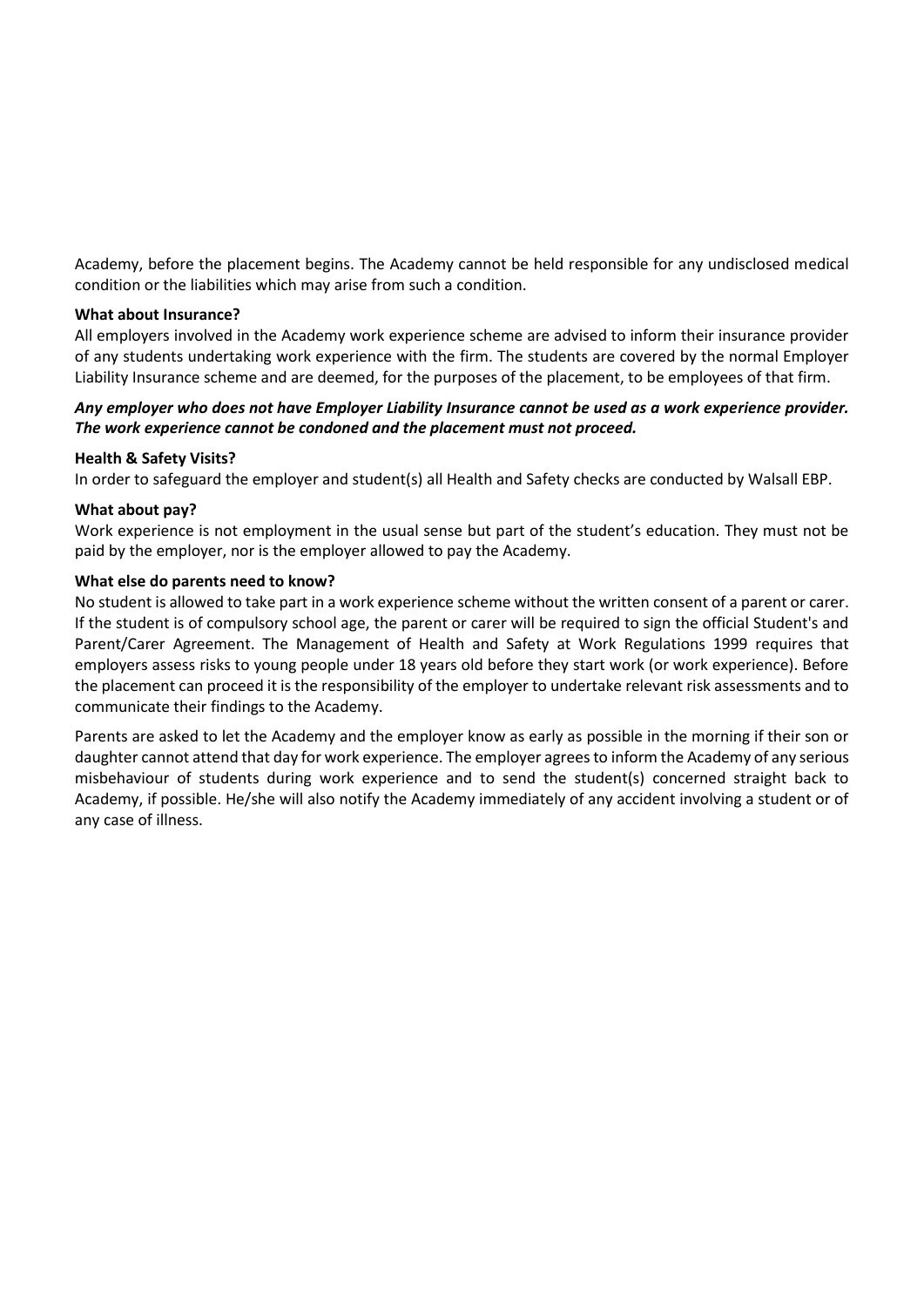Academy, before the placement begins. The Academy cannot be held responsible for any undisclosed medical condition or the liabilities which may arise from such a condition.

**What about Insurance?**

All employers involved in the Academy work experience scheme are advised to inform their insurance provider of any students undertaking work experience with the firm. The students are covered by the normal Employer Liability Insurance scheme and are deemed, for the purposes of the placement, to be employees of that firm.

***Any employer who does not have Employer Liability Insurance cannot be used as a work experience provider. The work experience cannot be condoned and the placement must not proceed.***

**Health & Safety Visits?**

In order to safeguard the employer and student(s) all Health and Safety checks are conducted by Walsall EBP.

**What about pay?**

Work experience is not employment in the usual sense but part of the student's education. They must not be paid by the employer, nor is the employer allowed to pay the Academy.

**What else do parents need to know?**

No student is allowed to take part in a work experience scheme without the written consent of a parent or carer. If the student is of compulsory school age, the parent or carer will be required to sign the official Student's and Parent/Carer Agreement. The Management of Health and Safety at Work Regulations 1999 requires that employers assess risks to young people under 18 years old before they start work (or work experience). Before the placement can proceed it is the responsibility of the employer to undertake relevant risk assessments and to communicate their findings to the Academy.

Parents are asked to let the Academy and the employer know as early as possible in the morning if their son or daughter cannot attend that day for work experience. The employer agrees to inform the Academy of any serious misbehaviour of students during work experience and to send the student(s) concerned straight back to Academy, if possible. He/she will also notify the Academy immediately of any accident involving a student or of any case of illness.